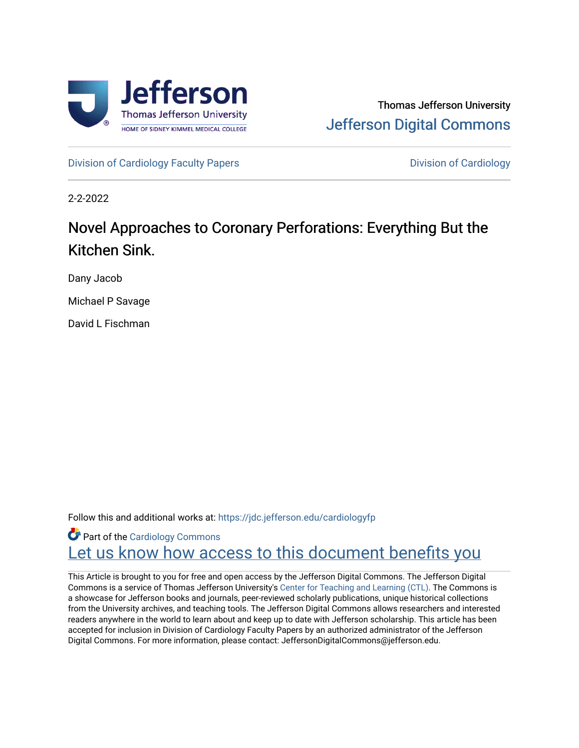Thomas Jefferson University
Jefferson Digital Commons

Division of Cardiology Faculty Papers | Division of Cardiology

2-2-2022

# Novel Approaches to Coronary Perforations: Everything But the Kitchen Sink.

Dany Jacob

Michael P Savage

David L Fischman

Follow this and additional works at: https://jdc.jefferson.edu/cardiologyfp

Part of the Cardiology Commons

Let us know how access to this document benefits you

This Article is brought to you for free and open access by the Jefferson Digital Commons. The Jefferson Digital Commons is a service of Thomas Jefferson University's Center for Teaching and Learning (CTL). The Commons is a showcase for Jefferson books and journals, peer-reviewed scholarly publications, unique historical collections from the University archives, and teaching tools. The Jefferson Digital Commons allows researchers and interested readers anywhere in the world to learn about and keep up to date with Jefferson scholarship. This article has been accepted for inclusion in Division of Cardiology Faculty Papers by an authorized administrator of the Jefferson Digital Commons. For more information, please contact: JeffersonDigitalCommons@jefferson.edu.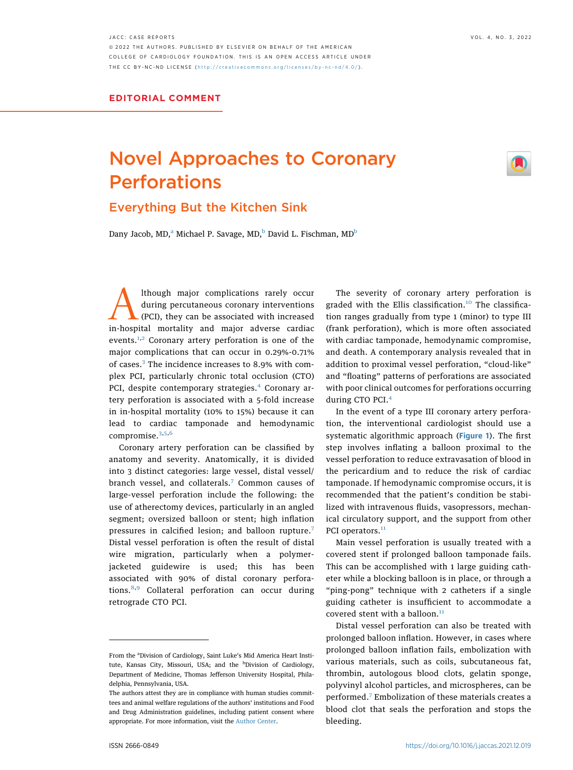## EDITORIAL COMMENT

# Novel Approaches to Coronary Perforations

## Everything But the Kitchen Sink

Dany Jacob, MD,[a] Michael P. Savage, MD,[b] David L. Fischman, MD[b]

Although major complications rarely occur during percutaneous coronary interventions (PCI), they can be associated with increased in-hospital mortality and major adverse cardiac events.[1,2] Coronary artery perforation is one of the major complications that can occur in 0.29%-0.71% of cases.[3] The incidence increases to 8.9% with complex PCI, particularly chronic total occlusion (CTO) PCI, despite contemporary strategies.[4] Coronary artery perforation is associated with a 5-fold increase in in-hospital mortality (10% to 15%) because it can lead to cardiac tamponade and hemodynamic compromise.[3,5,6]

Coronary artery perforation can be classified by anatomy and severity. Anatomically, it is divided into 3 distinct categories: large vessel, distal vessel/branch vessel, and collaterals.[7] Common causes of large-vessel perforation include the following: the use of atherectomy devices, particularly in an angled segment; oversized balloon or stent; high inflation pressures in calcified lesion; and balloon rupture.[7] Distal vessel perforation is often the result of distal wire migration, particularly when a polymer-jacketed guidewire is used; this has been associated with 90% of distal coronary perforations.[8,9] Collateral perforation can occur during retrograde CTO PCI.

The severity of coronary artery perforation is graded with the Ellis classification.[10] The classification ranges gradually from type 1 (minor) to type III (frank perforation), which is more often associated with cardiac tamponade, hemodynamic compromise, and death. A contemporary analysis revealed that in addition to proximal vessel perforation, "cloud-like" and "floating" patterns of perforations are associated with poor clinical outcomes for perforations occurring during CTO PCI.[4]

In the event of a type III coronary artery perforation, the interventional cardiologist should use a systematic algorithmic approach (**Figure 1**). The first step involves inflating a balloon proximal to the vessel perforation to reduce extravasation of blood in the pericardium and to reduce the risk of cardiac tamponade. If hemodynamic compromise occurs, it is recommended that the patient's condition be stabilized with intravenous fluids, vasopressors, mechanical circulatory support, and the support from other PCI operators.[11]

Main vessel perforation is usually treated with a covered stent if prolonged balloon tamponade fails. This can be accomplished with 1 large guiding catheter while a blocking balloon is in place, or through a "ping-pong" technique with 2 catheters if a single guiding catheter is insufficient to accommodate a covered stent with a balloon.[11]

Distal vessel perforation can also be treated with prolonged balloon inflation. However, in cases where prolonged balloon inflation fails, embolization with various materials, such as coils, subcutaneous fat, thrombin, autologous blood clots, gelatin sponge, polyvinyl alcohol particles, and microspheres, can be performed.[7] Embolization of these materials creates a blood clot that seals the perforation and stops the bleeding.

From the [a]Division of Cardiology, Saint Luke's Mid America Heart Institute, Kansas City, Missouri, USA; and the [b]Division of Cardiology, Department of Medicine, Thomas Jefferson University Hospital, Philadelphia, Pennsylvania, USA.

The authors attest they are in compliance with human studies committees and animal welfare regulations of the authors' institutions and Food and Drug Administration guidelines, including patient consent where appropriate. For more information, visit the Author Center.

ISSN 2666-0849

https://doi.org/10.1016/j.jaccas.2021.12.019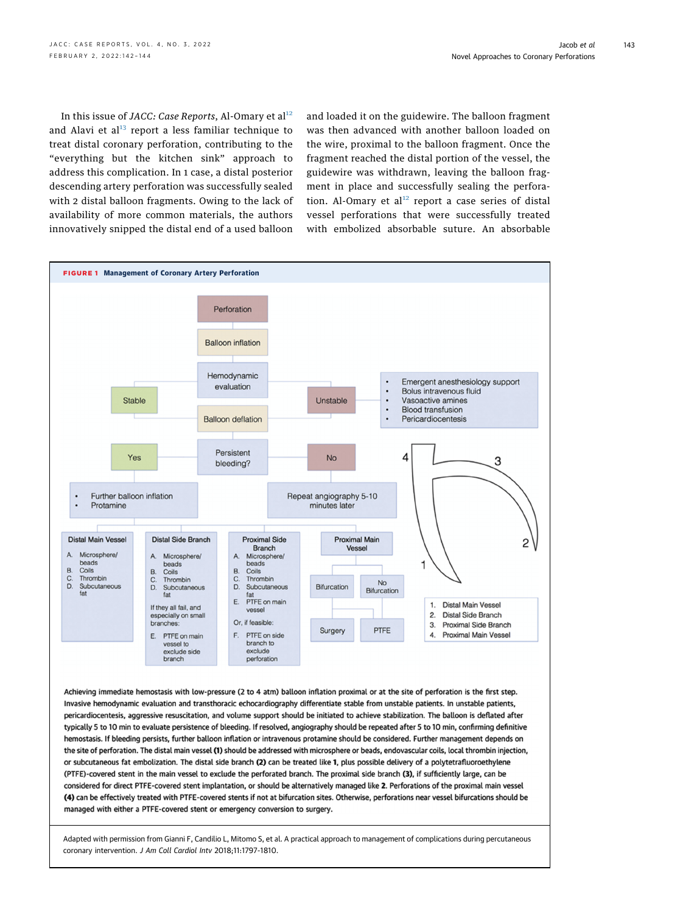In this issue of *JACC: Case Reports*, Al-Omary et al[12] and Alavi et al[13] report a less familiar technique to treat distal coronary perforation, contributing to the "everything but the kitchen sink" approach to address this complication. In 1 case, a distal posterior descending artery perforation was successfully sealed with 2 distal balloon fragments. Owing to the lack of availability of more common materials, the authors innovatively snipped the distal end of a used balloon and loaded it on the guidewire. The balloon fragment was then advanced with another balloon loaded on the wire, proximal to the balloon fragment. Once the fragment reached the distal portion of the vessel, the guidewire was withdrawn, leaving the balloon fragment in place and successfully sealing the perforation. Al-Omary et al[12] report a case series of distal vessel perforations that were successfully treated with embolized absorbable suture. An absorbable

**FIGURE 1** Management of Coronary Artery Perforation

Perforation → Balloon inflation → Hemodynamic evaluation

- Stable
- Unstable:
  - Emergent anesthesiology support
  - Bolus intravenous fluid
  - Vasoactive amines
  - Blood transfusion
  - Pericardiocentesis

Balloon deflation → Persistent bleeding?

- Yes:
  - Further balloon inflation
  - Protamine
- No: Repeat angiography 5-10 minutes later

**Distal Main Vessel**
A. Microsphere/beads
B. Coils
C. Thrombin
D. Subcutaneous fat

**Distal Side Branch**
A. Microsphere/beads
B. Coils
C. Thrombin
D. Subcutaneous fat

If they all fail, and especially on small branches:

E. PTFE on main vessel to exclude side branch

**Proximal Side Branch**
A. Microsphere/beads
B. Coils
C. Thrombin
D. Subcutaneous fat
E. PTFE on main vessel

Or, if feasible:

F. PTFE on side branch to exclude perforation

**Proximal Main Vessel**
- Bifurcation → Surgery
- No Bifurcation → PTFE

1. Distal Main Vessel
2. Distal Side Branch
3. Proximal Side Branch
4. Proximal Main Vessel

Achieving immediate hemostasis with low-pressure (2 to 4 atm) balloon inflation proximal or at the site of perforation is the first step. Invasive hemodynamic evaluation and transthoracic echocardiography differentiate stable from unstable patients. In unstable patients, pericardiocentesis, aggressive resuscitation, and volume support should be initiated to achieve stabilization. The balloon is deflated after typically 5 to 10 min to evaluate persistence of bleeding. If resolved, angiography should be repeated after 5 to 10 min, confirming definitive hemostasis. If bleeding persists, further balloon inflation or intravenous protamine should be considered. Further management depends on the site of perforation. The distal main vessel **(1)** should be addressed with microsphere or beads, endovascular coils, local thrombin injection, or subcutaneous fat embolization. The distal side branch **(2)** can be treated like **1**, plus possible delivery of a polytetrafluoroethylene (PTFE)-covered stent in the main vessel to exclude the perforated branch. The proximal side branch **(3)**, if sufficiently large, can be considered for direct PTFE-covered stent implantation, or should be alternatively managed like **2**. Perforations of the proximal main vessel **(4)** can be effectively treated with PTFE-covered stents if not at bifurcation sites. Otherwise, perforations near vessel bifurcations should be managed with either a PTFE-covered stent or emergency conversion to surgery.

Adapted with permission from Gianni F, Candilio L, Mitomo S, et al. A practical approach to management of complications during percutaneous coronary intervention. *J Am Coll Cardiol Intv* 2018;11:1797-1810.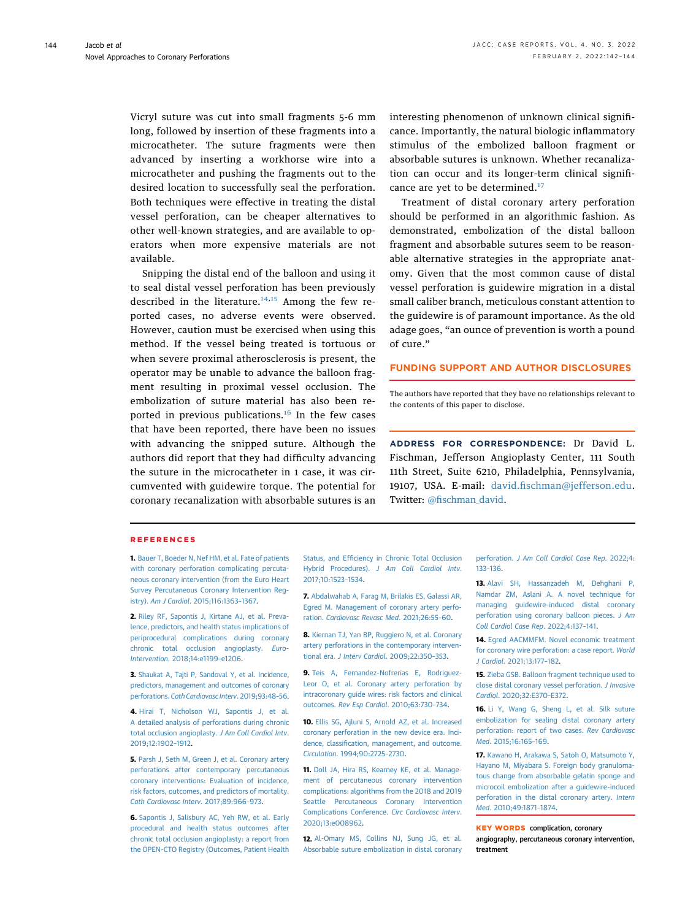Vicryl suture was cut into small fragments 5-6 mm long, followed by insertion of these fragments into a microcatheter. The suture fragments were then advanced by inserting a workhorse wire into a microcatheter and pushing the fragments out to the desired location to successfully seal the perforation. Both techniques were effective in treating the distal vessel perforation, can be cheaper alternatives to other well-known strategies, and are available to operators when more expensive materials are not available.

Snipping the distal end of the balloon and using it to seal distal vessel perforation has been previously described in the literature.[14,15] Among the few reported cases, no adverse events were observed. However, caution must be exercised when using this method. If the vessel being treated is tortuous or when severe proximal atherosclerosis is present, the operator may be unable to advance the balloon fragment resulting in proximal vessel occlusion. The embolization of suture material has also been reported in previous publications.[16] In the few cases that have been reported, there have been no issues with advancing the snipped suture. Although the authors did report that they had difficulty advancing the suture in the microcatheter in 1 case, it was circumvented with guidewire torque. The potential for coronary recanalization with absorbable sutures is an interesting phenomenon of unknown clinical significance. Importantly, the natural biologic inflammatory stimulus of the embolized balloon fragment or absorbable sutures is unknown. Whether recanalization can occur and its longer-term clinical significance are yet to be determined.[17]

Treatment of distal coronary artery perforation should be performed in an algorithmic fashion. As demonstrated, embolization of the distal balloon fragment and absorbable sutures seem to be reasonable alternative strategies in the appropriate anatomy. Given that the most common cause of distal vessel perforation is guidewire migration in a distal small caliber branch, meticulous constant attention to the guidewire is of paramount importance. As the old adage goes, "an ounce of prevention is worth a pound of cure."

## FUNDING SUPPORT AND AUTHOR DISCLOSURES

The authors have reported that they have no relationships relevant to the contents of this paper to disclose.

**ADDRESS FOR CORRESPONDENCE:** Dr David L. Fischman, Jefferson Angioplasty Center, 111 South 11th Street, Suite 6210, Philadelphia, Pennsylvania, 19107, USA. E-mail: david.fischman@jefferson.edu. Twitter: @fischman_david.

## REFERENCES

**1.** Bauer T, Boeder N, Nef HM, et al. Fate of patients with coronary perforation complicating percutaneous coronary intervention (from the Euro Heart Survey Percutaneous Coronary Intervention Registry). *Am J Cardiol*. 2015;116:1363–1367.

**2.** Riley RF, Sapontis J, Kirtane AJ, et al. Prevalence, predictors, and health status implications of periprocedural complications during coronary chronic total occlusion angioplasty. *EuroIntervention*. 2018;14:e1199–e1206.

**3.** Shaukat A, Tajti P, Sandoval Y, et al. Incidence, predictors, management and outcomes of coronary perforations. *Cath Cardiovasc Interv*. 2019;93:48–56.

**4.** Hirai T, Nicholson WJ, Sapontis J, et al. A detailed analysis of perforations during chronic total occlusion angioplasty. *J Am Coll Cardiol Intv*. 2019;12:1902–1912.

**5.** Parsh J, Seth M, Green J, et al. Coronary artery perforations after contemporary percutaneous coronary interventions: Evaluation of incidence, risk factors, outcomes, and predictors of mortality. *Cath Cardiovasc Interv*. 2017;89:966–973.

**6.** Sapontis J, Salisbury AC, Yeh RW, et al. Early procedural and health status outcomes after chronic total occlusion angioplasty: a report from the OPEN-CTO Registry (Outcomes, Patient Health Status, and Efficiency in Chronic Total Occlusion Hybrid Procedures). *J Am Coll Cardiol Intv*. 2017;10:1523–1534.

**7.** Abdalwahab A, Farag M, Brilakis ES, Galassi AR, Egred M. Management of coronary artery perforation. *Cardiovasc Revasc Med*. 2021;26:55–60.

**8.** Kiernan TJ, Yan BP, Ruggiero N, et al. Coronary artery perforations in the contemporary interventional era. *J Interv Cardiol*. 2009;22:350–353.

**9.** Teis A, Fernandez-Nofrerias E, Rodriguez-Leor O, et al. Coronary artery perforation by intracoronary guide wires: risk factors and clinical outcomes. *Rev Esp Cardiol*. 2010;63:730–734.

**10.** Ellis SG, Ajluni S, Arnold AZ, et al. Increased coronary perforation in the new device era. Incidence, classification, management, and outcome. *Circulation*. 1994;90:2725–2730.

**11.** Doll JA, Hira RS, Kearney KE, et al. Management of percutaneous coronary intervention complications: algorithms from the 2018 and 2019 Seattle Percutaneous Coronary Intervention Complications Conference. *Circ Cardiovasc Interv*. 2020;13:e008962.

**12.** Al-Omary MS, Collins NJ, Sung JG, et al. Absorbable suture embolization in distal coronary perforation. *J Am Coll Cardiol Case Rep*. 2022;4:133–136.

**13.** Alavi SH, Hassanzadeh M, Dehghani P, Namdar ZM, Aslani A. A novel technique for managing guidewire-induced distal coronary perforation using coronary balloon pieces. *J Am Coll Cardiol Case Rep*. 2022;4:137–141.

**14.** Egred AACMMFM. Novel economic treatment for coronary wire perforation: a case report. *World J Cardiol*. 2021;13:177–182.

**15.** Zieba GSB. Balloon fragment technique used to close distal coronary vessel perforation. *J Invasive Cardiol*. 2020;32:E370–E372.

**16.** Li Y, Wang G, Sheng L, et al. Silk suture embolization for sealing distal coronary artery perforation: report of two cases. *Rev Cardiovasc Med*. 2015;16:165–169.

**17.** Kawano H, Arakawa S, Satoh O, Matsumoto Y, Hayano M, Miyabara S. Foreign body granulomatous change from absorbable gelatin sponge and microcoil embolization after a guidewire-induced perforation in the distal coronary artery. *Intern Med*. 2010;49:1871–1874.

**KEY WORDS** complication, coronary angiography, percutaneous coronary intervention, treatment